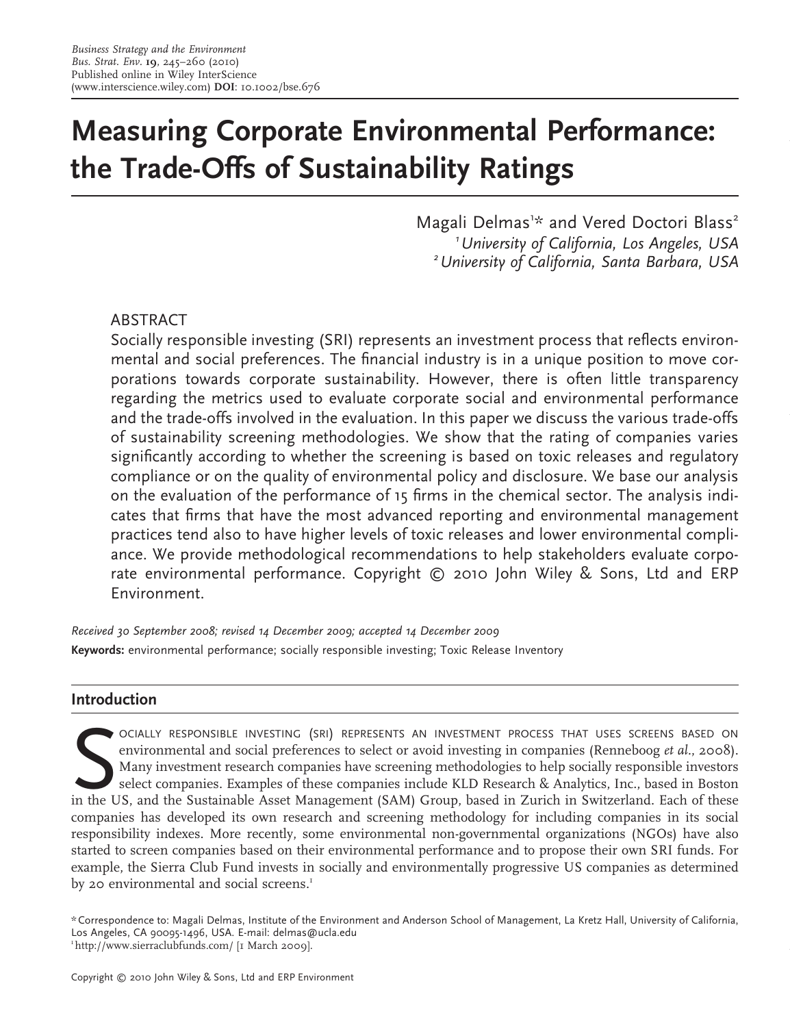# Measuring Corporate Environmental Performance: the Trade-Offs of Sustainability Ratings

Magali Delmas[1]* and Vered Doctori Blass[2]

[1] *University of California, Los Angeles, USA*
[2] *University of California, Santa Barbara, USA*

## ABSTRACT

Socially responsible investing (SRI) represents an investment process that reflects environmental and social preferences. The financial industry is in a unique position to move corporations towards corporate sustainability. However, there is often little transparency regarding the metrics used to evaluate corporate social and environmental performance and the trade-offs involved in the evaluation. In this paper we discuss the various trade-offs of sustainability screening methodologies. We show that the rating of companies varies significantly according to whether the screening is based on toxic releases and regulatory compliance or on the quality of environmental policy and disclosure. We base our analysis on the evaluation of the performance of 15 firms in the chemical sector. The analysis indicates that firms that have the most advanced reporting and environmental management practices tend also to have higher levels of toxic releases and lower environmental compliance. We provide methodological recommendations to help stakeholders evaluate corporate environmental performance. Copyright © 2010 John Wiley & Sons, Ltd and ERP Environment.

*Received 30 September 2008; revised 14 December 2009; accepted 14 December 2009*

**Keywords:** environmental performance; socially responsible investing; Toxic Release Inventory

## Introduction

Socially responsible investing (SRI) represents an investment process that uses screens based on environmental and social preferences to select or avoid investing in companies (Renneboog *et al.*, 2008). Many investment research companies have screening methodologies to help socially responsible investors select companies. Examples of these companies include KLD Research & Analytics, Inc., based in Boston in the US, and the Sustainable Asset Management (SAM) Group, based in Zurich in Switzerland. Each of these companies has developed its own research and screening methodology for including companies in its social responsibility indexes. More recently, some environmental non-governmental organizations (NGOs) have also started to screen companies based on their environmental performance and to propose their own SRI funds. For example, the Sierra Club Fund invests in socially and environmentally progressive US companies as determined by 20 environmental and social screens.[1]

*Correspondence to: Magali Delmas, Institute of the Environment and Anderson School of Management, La Kretz Hall, University of California, Los Angeles, CA 90095-1496, USA. E-mail: delmas@ucla.edu

[1] http://www.sierraclubfunds.com/ [1 March 2009].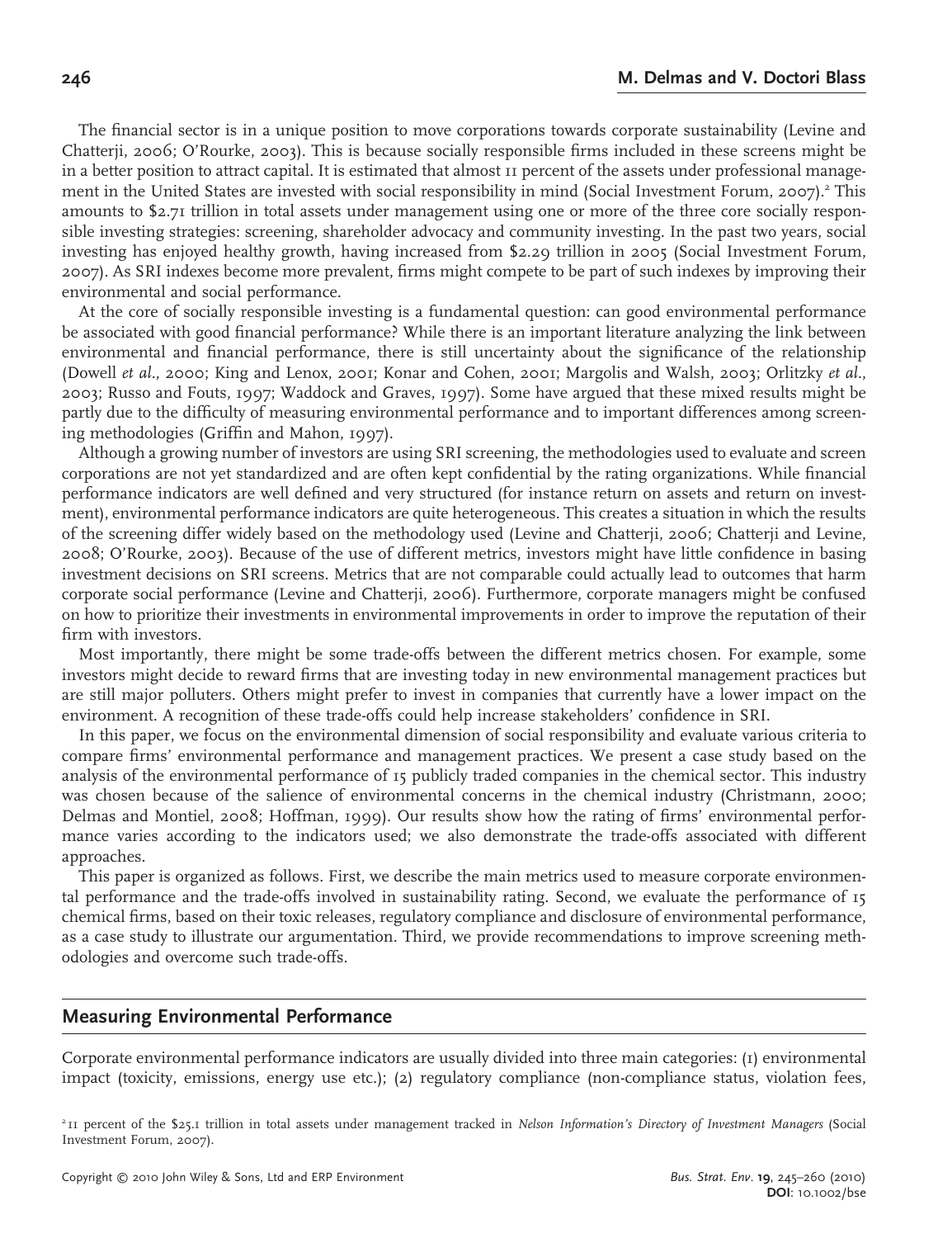The financial sector is in a unique position to move corporations towards corporate sustainability (Levine and Chatterji, 2006; O'Rourke, 2003). This is because socially responsible firms included in these screens might be in a better position to attract capital. It is estimated that almost 11 percent of the assets under professional management in the United States are invested with social responsibility in mind (Social Investment Forum, 2007).[2] This amounts to $2.71 trillion in total assets under management using one or more of the three core socially responsible investing strategies: screening, shareholder advocacy and community investing. In the past two years, social investing has enjoyed healthy growth, having increased from $2.29 trillion in 2005 (Social Investment Forum, 2007). As SRI indexes become more prevalent, firms might compete to be part of such indexes by improving their environmental and social performance.

At the core of socially responsible investing is a fundamental question: can good environmental performance be associated with good financial performance? While there is an important literature analyzing the link between environmental and financial performance, there is still uncertainty about the significance of the relationship (Dowell *et al.*, 2000; King and Lenox, 2001; Konar and Cohen, 2001; Margolis and Walsh, 2003; Orlitzky *et al.*, 2003; Russo and Fouts, 1997; Waddock and Graves, 1997). Some have argued that these mixed results might be partly due to the difficulty of measuring environmental performance and to important differences among screening methodologies (Griffin and Mahon, 1997).

Although a growing number of investors are using SRI screening, the methodologies used to evaluate and screen corporations are not yet standardized and are often kept confidential by the rating organizations. While financial performance indicators are well defined and very structured (for instance return on assets and return on investment), environmental performance indicators are quite heterogeneous. This creates a situation in which the results of the screening differ widely based on the methodology used (Levine and Chatterji, 2006; Chatterji and Levine, 2008; O'Rourke, 2003). Because of the use of different metrics, investors might have little confidence in basing investment decisions on SRI screens. Metrics that are not comparable could actually lead to outcomes that harm corporate social performance (Levine and Chatterji, 2006). Furthermore, corporate managers might be confused on how to prioritize their investments in environmental improvements in order to improve the reputation of their firm with investors.

Most importantly, there might be some trade-offs between the different metrics chosen. For example, some investors might decide to reward firms that are investing today in new environmental management practices but are still major polluters. Others might prefer to invest in companies that currently have a lower impact on the environment. A recognition of these trade-offs could help increase stakeholders' confidence in SRI.

In this paper, we focus on the environmental dimension of social responsibility and evaluate various criteria to compare firms' environmental performance and management practices. We present a case study based on the analysis of the environmental performance of 15 publicly traded companies in the chemical sector. This industry was chosen because of the salience of environmental concerns in the chemical industry (Christmann, 2000; Delmas and Montiel, 2008; Hoffman, 1999). Our results show how the rating of firms' environmental performance varies according to the indicators used; we also demonstrate the trade-offs associated with different approaches.

This paper is organized as follows. First, we describe the main metrics used to measure corporate environmental performance and the trade-offs involved in sustainability rating. Second, we evaluate the performance of 15 chemical firms, based on their toxic releases, regulatory compliance and disclosure of environmental performance, as a case study to illustrate our argumentation. Third, we provide recommendations to improve screening methodologies and overcome such trade-offs.

## Measuring Environmental Performance

Corporate environmental performance indicators are usually divided into three main categories: (1) environmental impact (toxicity, emissions, energy use etc.); (2) regulatory compliance (non-compliance status, violation fees,

[2] 11 percent of the $25.1 trillion in total assets under management tracked in *Nelson Information's Directory of Investment Managers* (Social Investment Forum, 2007).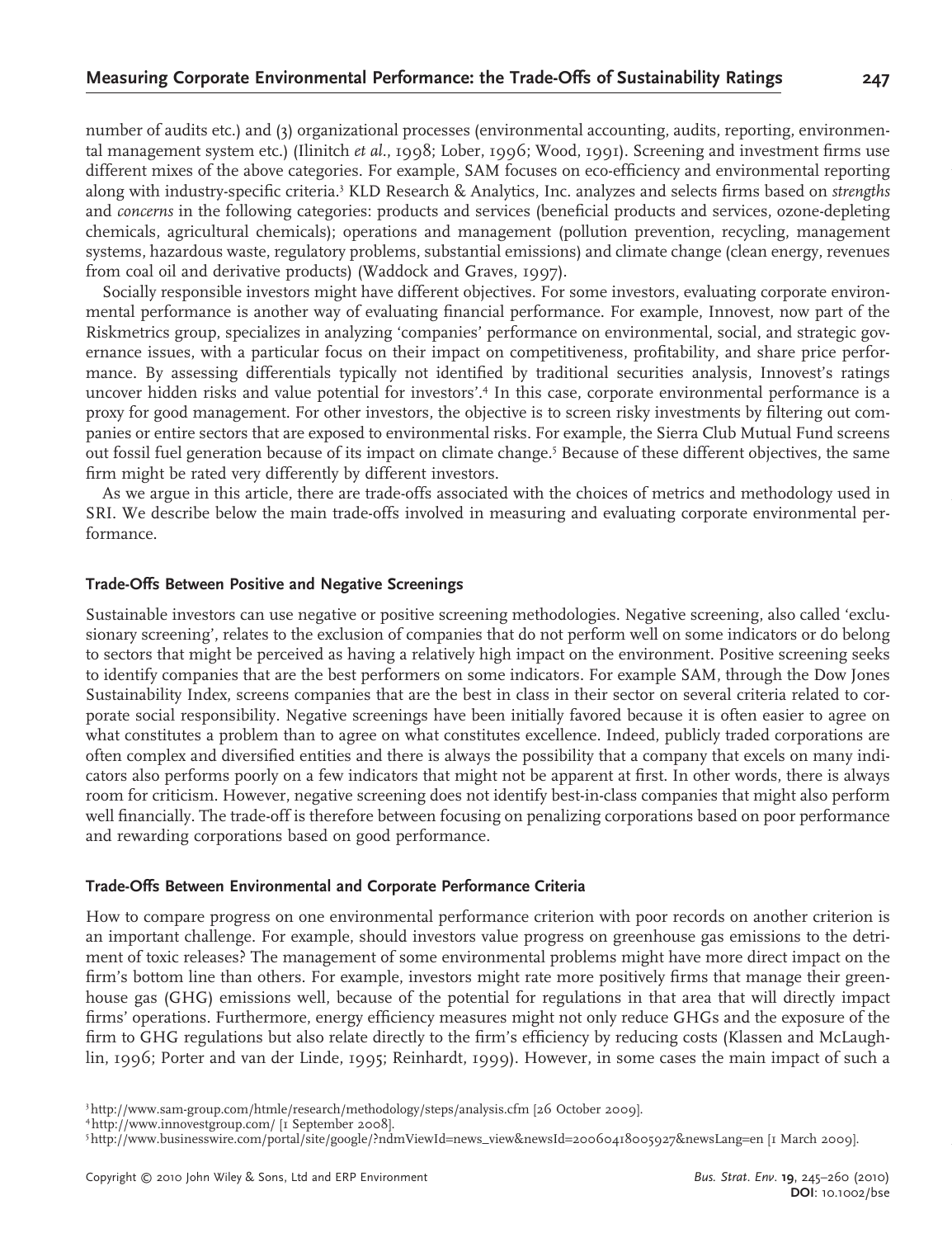number of audits etc.) and (3) organizational processes (environmental accounting, audits, reporting, environmental management system etc.) (Ilinitch *et al.*, 1998; Lober, 1996; Wood, 1991). Screening and investment firms use different mixes of the above categories. For example, SAM focuses on eco-efficiency and environmental reporting along with industry-specific criteria.[3] KLD Research & Analytics, Inc. analyzes and selects firms based on *strengths* and *concerns* in the following categories: products and services (beneficial products and services, ozone-depleting chemicals, agricultural chemicals); operations and management (pollution prevention, recycling, management systems, hazardous waste, regulatory problems, substantial emissions) and climate change (clean energy, revenues from coal oil and derivative products) (Waddock and Graves, 1997).

Socially responsible investors might have different objectives. For some investors, evaluating corporate environmental performance is another way of evaluating financial performance. For example, Innovest, now part of the Riskmetrics group, specializes in analyzing 'companies' performance on environmental, social, and strategic governance issues, with a particular focus on their impact on competitiveness, profitability, and share price performance. By assessing differentials typically not identified by traditional securities analysis, Innovest's ratings uncover hidden risks and value potential for investors'.[4] In this case, corporate environmental performance is a proxy for good management. For other investors, the objective is to screen risky investments by filtering out companies or entire sectors that are exposed to environmental risks. For example, the Sierra Club Mutual Fund screens out fossil fuel generation because of its impact on climate change.[5] Because of these different objectives, the same firm might be rated very differently by different investors.

As we argue in this article, there are trade-offs associated with the choices of metrics and methodology used in SRI. We describe below the main trade-offs involved in measuring and evaluating corporate environmental performance.

### Trade-Offs Between Positive and Negative Screenings

Sustainable investors can use negative or positive screening methodologies. Negative screening, also called 'exclusionary screening', relates to the exclusion of companies that do not perform well on some indicators or do belong to sectors that might be perceived as having a relatively high impact on the environment. Positive screening seeks to identify companies that are the best performers on some indicators. For example SAM, through the Dow Jones Sustainability Index, screens companies that are the best in class in their sector on several criteria related to corporate social responsibility. Negative screenings have been initially favored because it is often easier to agree on what constitutes a problem than to agree on what constitutes excellence. Indeed, publicly traded corporations are often complex and diversified entities and there is always the possibility that a company that excels on many indicators also performs poorly on a few indicators that might not be apparent at first. In other words, there is always room for criticism. However, negative screening does not identify best-in-class companies that might also perform well financially. The trade-off is therefore between focusing on penalizing corporations based on poor performance and rewarding corporations based on good performance.

### Trade-Offs Between Environmental and Corporate Performance Criteria

How to compare progress on one environmental performance criterion with poor records on another criterion is an important challenge. For example, should investors value progress on greenhouse gas emissions to the detriment of toxic releases? The management of some environmental problems might have more direct impact on the firm's bottom line than others. For example, investors might rate more positively firms that manage their greenhouse gas (GHG) emissions well, because of the potential for regulations in that area that will directly impact firms' operations. Furthermore, energy efficiency measures might not only reduce GHGs and the exposure of the firm to GHG regulations but also relate directly to the firm's efficiency by reducing costs (Klassen and McLaughlin, 1996; Porter and van der Linde, 1995; Reinhardt, 1999). However, in some cases the main impact of such a

[3] http://www.sam-group.com/htmle/research/methodology/steps/analysis.cfm [26 October 2009].

[4] http://www.innovestgroup.com/ [1 September 2008].

[5] http://www.businesswire.com/portal/site/google/?ndmViewId=news_view&newsId=20060418005927&newsLang=en [1 March 2009].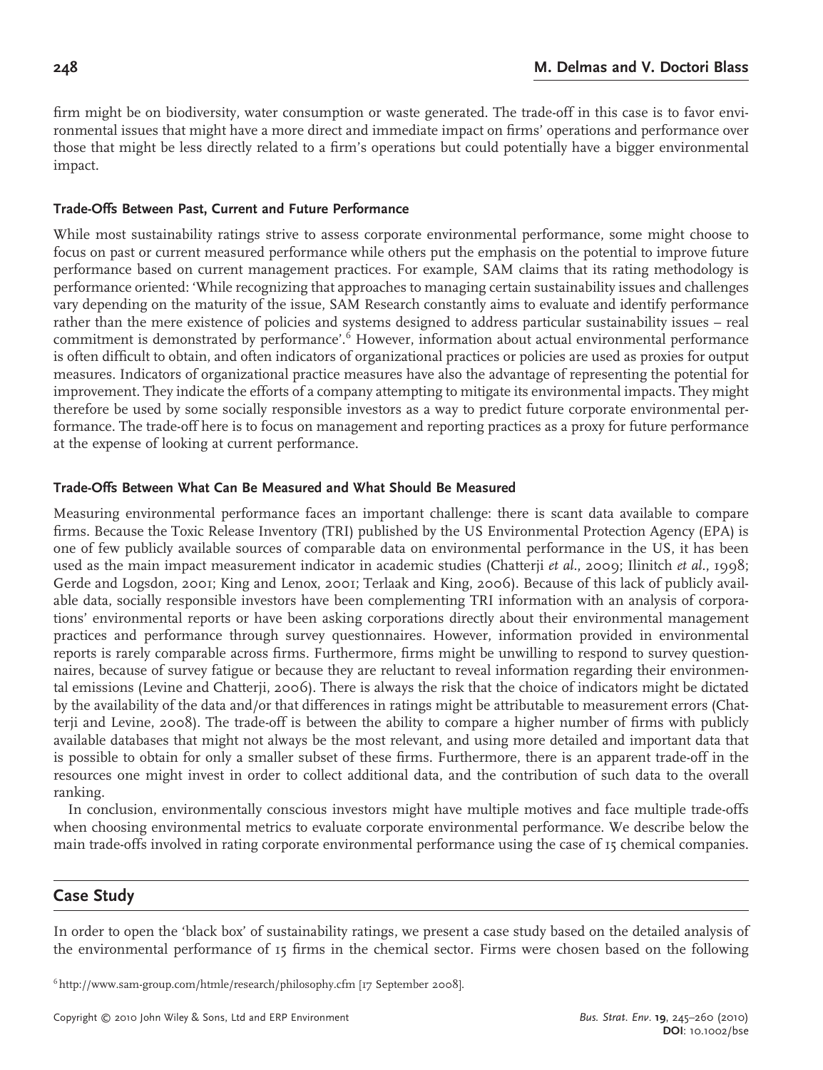firm might be on biodiversity, water consumption or waste generated. The trade-off in this case is to favor environmental issues that might have a more direct and immediate impact on firms' operations and performance over those that might be less directly related to a firm's operations but could potentially have a bigger environmental impact.

### Trade-Offs Between Past, Current and Future Performance

While most sustainability ratings strive to assess corporate environmental performance, some might choose to focus on past or current measured performance while others put the emphasis on the potential to improve future performance based on current management practices. For example, SAM claims that its rating methodology is performance oriented: 'While recognizing that approaches to managing certain sustainability issues and challenges vary depending on the maturity of the issue, SAM Research constantly aims to evaluate and identify performance rather than the mere existence of policies and systems designed to address particular sustainability issues – real commitment is demonstrated by performance'.[6] However, information about actual environmental performance is often difficult to obtain, and often indicators of organizational practices or policies are used as proxies for output measures. Indicators of organizational practice measures have also the advantage of representing the potential for improvement. They indicate the efforts of a company attempting to mitigate its environmental impacts. They might therefore be used by some socially responsible investors as a way to predict future corporate environmental performance. The trade-off here is to focus on management and reporting practices as a proxy for future performance at the expense of looking at current performance.

### Trade-Offs Between What Can Be Measured and What Should Be Measured

Measuring environmental performance faces an important challenge: there is scant data available to compare firms. Because the Toxic Release Inventory (TRI) published by the US Environmental Protection Agency (EPA) is one of few publicly available sources of comparable data on environmental performance in the US, it has been used as the main impact measurement indicator in academic studies (Chatterji *et al.*, 2009; Ilinitch *et al.*, 1998; Gerde and Logsdon, 2001; King and Lenox, 2001; Terlaak and King, 2006). Because of this lack of publicly available data, socially responsible investors have been complementing TRI information with an analysis of corporations' environmental reports or have been asking corporations directly about their environmental management practices and performance through survey questionnaires. However, information provided in environmental reports is rarely comparable across firms. Furthermore, firms might be unwilling to respond to survey questionnaires, because of survey fatigue or because they are reluctant to reveal information regarding their environmental emissions (Levine and Chatterji, 2006). There is always the risk that the choice of indicators might be dictated by the availability of the data and/or that differences in ratings might be attributable to measurement errors (Chatterji and Levine, 2008). The trade-off is between the ability to compare a higher number of firms with publicly available databases that might not always be the most relevant, and using more detailed and important data that is possible to obtain for only a smaller subset of these firms. Furthermore, there is an apparent trade-off in the resources one might invest in order to collect additional data, and the contribution of such data to the overall ranking.

In conclusion, environmentally conscious investors might have multiple motives and face multiple trade-offs when choosing environmental metrics to evaluate corporate environmental performance. We describe below the main trade-offs involved in rating corporate environmental performance using the case of 15 chemical companies.

## Case Study

In order to open the 'black box' of sustainability ratings, we present a case study based on the detailed analysis of the environmental performance of 15 firms in the chemical sector. Firms were chosen based on the following

[6] http://www.sam-group.com/htmle/research/philosophy.cfm [17 September 2008].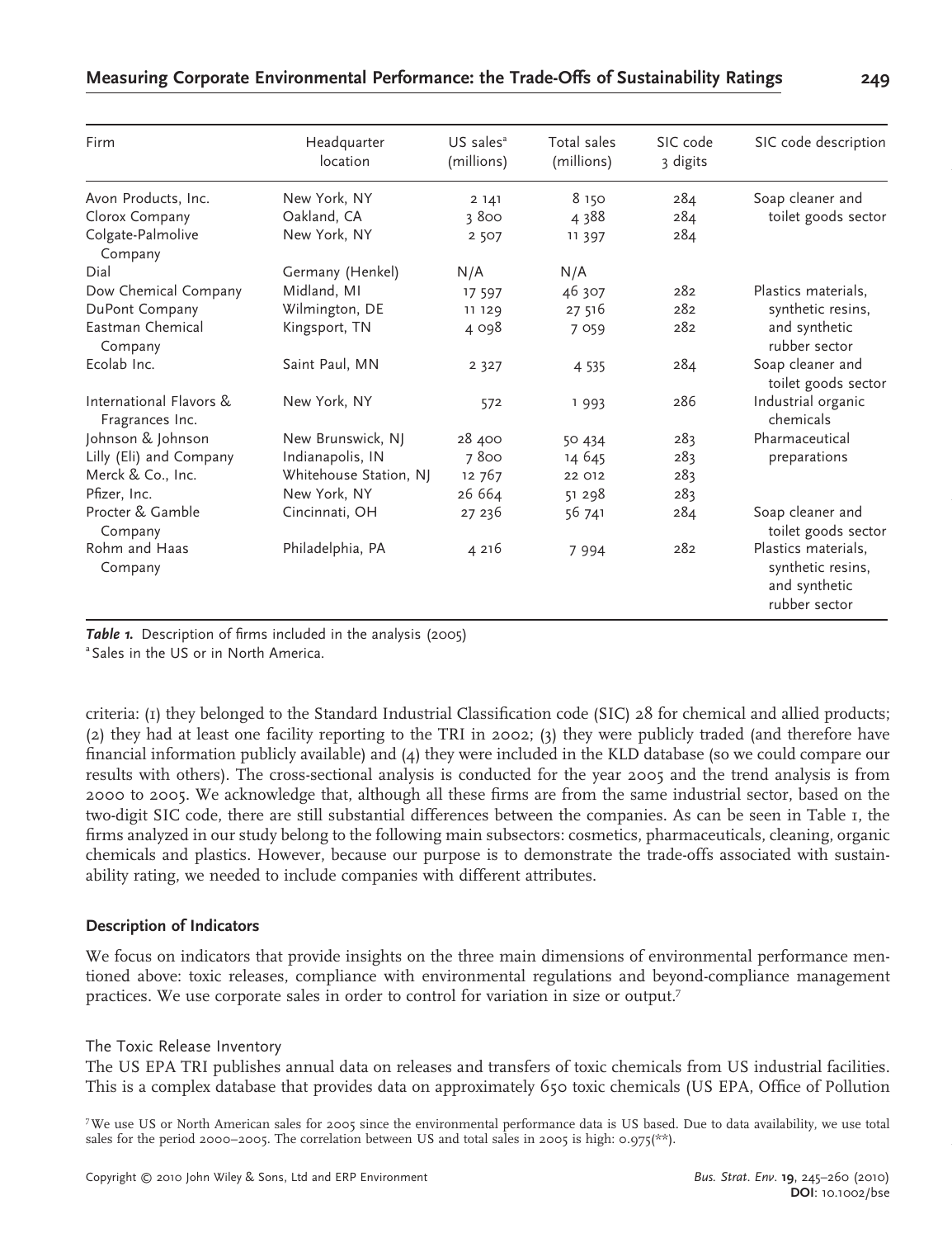| Firm | Headquarter location | US sales[a] (millions) | Total sales (millions) | SIC code 3 digits | SIC code description |
|---|---|---|---|---|---|
| Avon Products, Inc. | New York, NY | 2 141 | 8 150 | 284 | Soap cleaner and toilet goods sector |
| Clorox Company | Oakland, CA | 3 800 | 4 388 | 284 | |
| Colgate-Palmolive Company | New York, NY | 2 507 | 11 397 | 284 | |
| Dial | Germany (Henkel) | N/A | N/A | | |
| Dow Chemical Company | Midland, MI | 17 597 | 46 307 | 282 | Plastics materials, synthetic resins, and synthetic rubber sector |
| DuPont Company | Wilmington, DE | 11 129 | 27 516 | 282 | |
| Eastman Chemical Company | Kingsport, TN | 4 098 | 7 059 | 282 | |
| Ecolab Inc. | Saint Paul, MN | 2 327 | 4 535 | 284 | Soap cleaner and toilet goods sector |
| International Flavors & Fragrances Inc. | New York, NY | 572 | 1 993 | 286 | Industrial organic chemicals |
| Johnson & Johnson | New Brunswick, NJ | 28 400 | 50 434 | 283 | Pharmaceutical preparations |
| Lilly (Eli) and Company | Indianapolis, IN | 7 800 | 14 645 | 283 | |
| Merck & Co., Inc. | Whitehouse Station, NJ | 12 767 | 22 012 | 283 | |
| Pfizer, Inc. | New York, NY | 26 664 | 51 298 | 283 | |
| Procter & Gamble Company | Cincinnati, OH | 27 236 | 56 741 | 284 | Soap cleaner and toilet goods sector |
| Rohm and Haas Company | Philadelphia, PA | 4 216 | 7 994 | 282 | Plastics materials, synthetic resins, and synthetic rubber sector |

***Table 1.*** Description of firms included in the analysis (2005)

[a] Sales in the US or in North America.

criteria: (1) they belonged to the Standard Industrial Classification code (SIC) 28 for chemical and allied products; (2) they had at least one facility reporting to the TRI in 2002; (3) they were publicly traded (and therefore have financial information publicly available) and (4) they were included in the KLD database (so we could compare our results with others). The cross-sectional analysis is conducted for the year 2005 and the trend analysis is from 2000 to 2005. We acknowledge that, although all these firms are from the same industrial sector, based on the two-digit SIC code, there are still substantial differences between the companies. As can be seen in Table 1, the firms analyzed in our study belong to the following main subsectors: cosmetics, pharmaceuticals, cleaning, organic chemicals and plastics. However, because our purpose is to demonstrate the trade-offs associated with sustainability rating, we needed to include companies with different attributes.

### Description of Indicators

We focus on indicators that provide insights on the three main dimensions of environmental performance mentioned above: toxic releases, compliance with environmental regulations and beyond-compliance management practices. We use corporate sales in order to control for variation in size or output.[7]

#### The Toxic Release Inventory

The US EPA TRI publishes annual data on releases and transfers of toxic chemicals from US industrial facilities. This is a complex database that provides data on approximately 650 toxic chemicals (US EPA, Office of Pollution

[7] We use US or North American sales for 2005 since the environmental performance data is US based. Due to data availability, we use total sales for the period 2000–2005. The correlation between US and total sales in 2005 is high: 0.975(**).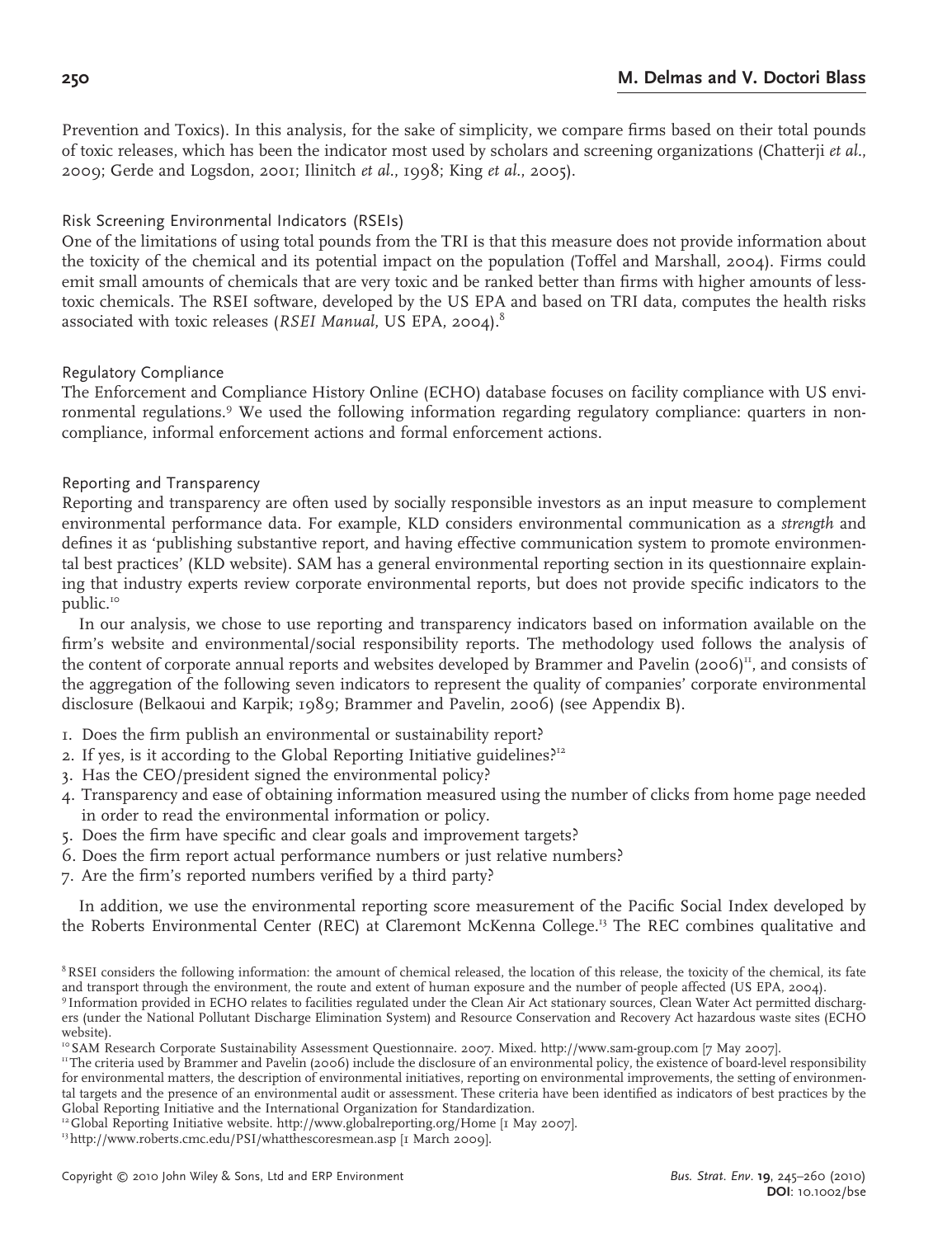Prevention and Toxics). In this analysis, for the sake of simplicity, we compare firms based on their total pounds of toxic releases, which has been the indicator most used by scholars and screening organizations (Chatterji *et al.*, 2009; Gerde and Logsdon, 2001; Ilinitch *et al.*, 1998; King *et al.*, 2005).

### Risk Screening Environmental Indicators (RSEIs)

One of the limitations of using total pounds from the TRI is that this measure does not provide information about the toxicity of the chemical and its potential impact on the population (Toffel and Marshall, 2004). Firms could emit small amounts of chemicals that are very toxic and be ranked better than firms with higher amounts of less-toxic chemicals. The RSEI software, developed by the US EPA and based on TRI data, computes the health risks associated with toxic releases (*RSEI Manual*, US EPA, 2004).[8]

### Regulatory Compliance

The Enforcement and Compliance History Online (ECHO) database focuses on facility compliance with US environmental regulations.[9] We used the following information regarding regulatory compliance: quarters in noncompliance, informal enforcement actions and formal enforcement actions.

### Reporting and Transparency

Reporting and transparency are often used by socially responsible investors as an input measure to complement environmental performance data. For example, KLD considers environmental communication as a *strength* and defines it as 'publishing substantive report, and having effective communication system to promote environmental best practices' (KLD website). SAM has a general environmental reporting section in its questionnaire explaining that industry experts review corporate environmental reports, but does not provide specific indicators to the public.[10]

In our analysis, we chose to use reporting and transparency indicators based on information available on the firm's website and environmental/social responsibility reports. The methodology used follows the analysis of the content of corporate annual reports and websites developed by Brammer and Pavelin (2006)[11], and consists of the aggregation of the following seven indicators to represent the quality of companies' corporate environmental disclosure (Belkaoui and Karpik; 1989; Brammer and Pavelin, 2006) (see Appendix B).

1. Does the firm publish an environmental or sustainability report?
2. If yes, is it according to the Global Reporting Initiative guidelines?[12]
3. Has the CEO/president signed the environmental policy?
4. Transparency and ease of obtaining information measured using the number of clicks from home page needed in order to read the environmental information or policy.
5. Does the firm have specific and clear goals and improvement targets?
6. Does the firm report actual performance numbers or just relative numbers?
7. Are the firm's reported numbers verified by a third party?

In addition, we use the environmental reporting score measurement of the Pacific Social Index developed by the Roberts Environmental Center (REC) at Claremont McKenna College.[13] The REC combines qualitative and

---

[8] RSEI considers the following information: the amount of chemical released, the location of this release, the toxicity of the chemical, its fate and transport through the environment, the route and extent of human exposure and the number of people affected (US EPA, 2004).

[9] Information provided in ECHO relates to facilities regulated under the Clean Air Act stationary sources, Clean Water Act permitted dischargers (under the National Pollutant Discharge Elimination System) and Resource Conservation and Recovery Act hazardous waste sites (ECHO website).

[10] SAM Research Corporate Sustainability Assessment Questionnaire. 2007. Mixed. http://www.sam-group.com [7 May 2007].

[11] The criteria used by Brammer and Pavelin (2006) include the disclosure of an environmental policy, the existence of board-level responsibility for environmental matters, the description of environmental initiatives, reporting on environmental improvements, the setting of environmental targets and the presence of an environmental audit or assessment. These criteria have been identified as indicators of best practices by the Global Reporting Initiative and the International Organization for Standardization.

[12] Global Reporting Initiative website. http://www.globalreporting.org/Home [1 May 2007].

[13] http://www.roberts.cmc.edu/PSI/whatthescoresmean.asp [1 March 2009].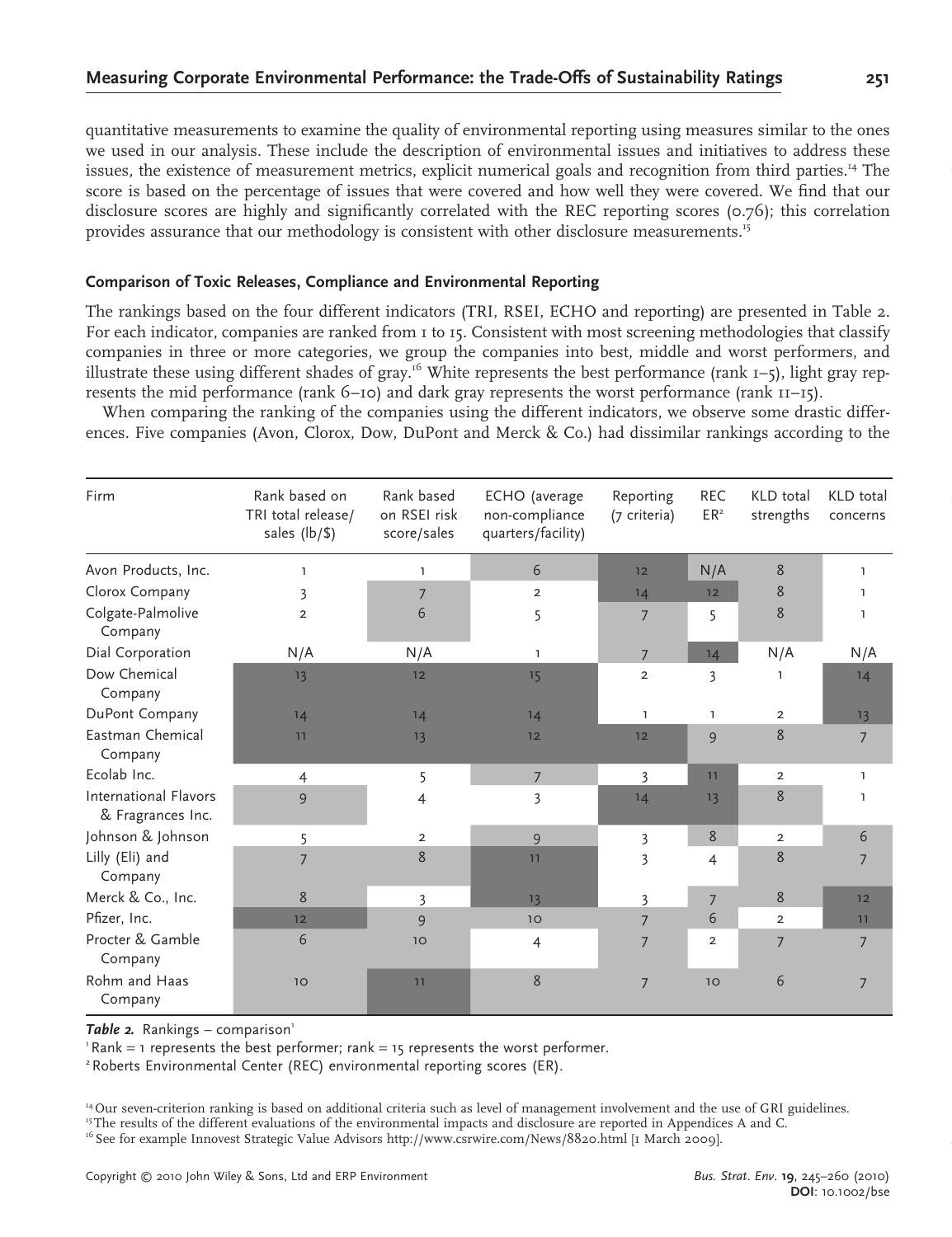quantitative measurements to examine the quality of environmental reporting using measures similar to the ones we used in our analysis. These include the description of environmental issues and initiatives to address these issues, the existence of measurement metrics, explicit numerical goals and recognition from third parties.[14] The score is based on the percentage of issues that were covered and how well they were covered. We find that our disclosure scores are highly and significantly correlated with the REC reporting scores (0.76); this correlation provides assurance that our methodology is consistent with other disclosure measurements.[15]

### Comparison of Toxic Releases, Compliance and Environmental Reporting

The rankings based on the four different indicators (TRI, RSEI, ECHO and reporting) are presented in Table 2. For each indicator, companies are ranked from 1 to 15. Consistent with most screening methodologies that classify companies in three or more categories, we group the companies into best, middle and worst performers, and illustrate these using different shades of gray.[16] White represents the best performance (rank 1–5), light gray represents the mid performance (rank 6–10) and dark gray represents the worst performance (rank 11–15).

When comparing the ranking of the companies using the different indicators, we observe some drastic differences. Five companies (Avon, Clorox, Dow, DuPont and Merck & Co.) had dissimilar rankings according to the

| Firm | Rank based on TRI total release/sales (lb/$) | Rank based on RSEI risk score/sales | ECHO (average non-compliance quarters/facility) | Reporting (7 criteria) | REC ER[2] | KLD total strengths | KLD total concerns |
|---|---|---|---|---|---|---|---|
| Avon Products, Inc. | 1 | 1 | 6 | 12 | N/A | 8 | 1 |
| Clorox Company | 3 | 7 | 2 | 14 | 12 | 8 | 1 |
| Colgate-Palmolive Company | 2 | 6 | 5 | 7 | 5 | 8 | 1 |
| Dial Corporation | N/A | N/A | 1 | 7 | 14 | N/A | N/A |
| Dow Chemical Company | 13 | 12 | 15 | 2 | 3 | 1 | 14 |
| DuPont Company | 14 | 14 | 14 | 1 | 1 | 2 | 13 |
| Eastman Chemical Company | 11 | 13 | 12 | 12 | 9 | 8 | 7 |
| Ecolab Inc. | 4 | 5 | 7 | 3 | 11 | 2 | 1 |
| International Flavors & Fragrances Inc. | 9 | 4 | 3 | 14 | 13 | 8 | 1 |
| Johnson & Johnson | 5 | 2 | 9 | 3 | 8 | 2 | 6 |
| Lilly (Eli) and Company | 7 | 8 | 11 | 3 | 4 | 8 | 7 |
| Merck & Co., Inc. | 8 | 3 | 13 | 3 | 7 | 8 | 12 |
| Pfizer, Inc. | 12 | 9 | 10 | 7 | 6 | 2 | 11 |
| Procter & Gamble Company | 6 | 10 | 4 | 7 | 2 | 7 | 7 |
| Rohm and Haas Company | 10 | 11 | 8 | 7 | 10 | 6 | 7 |

***Table 2.*** Rankings – comparison[1]

[1] Rank = 1 represents the best performer; rank = 15 represents the worst performer.

[2] Roberts Environmental Center (REC) environmental reporting scores (ER).

[14] Our seven-criterion ranking is based on additional criteria such as level of management involvement and the use of GRI guidelines.

[15] The results of the different evaluations of the environmental impacts and disclosure are reported in Appendices A and C.

[16] See for example Innovest Strategic Value Advisors http://www.csrwire.com/News/8820.html [1 March 2009].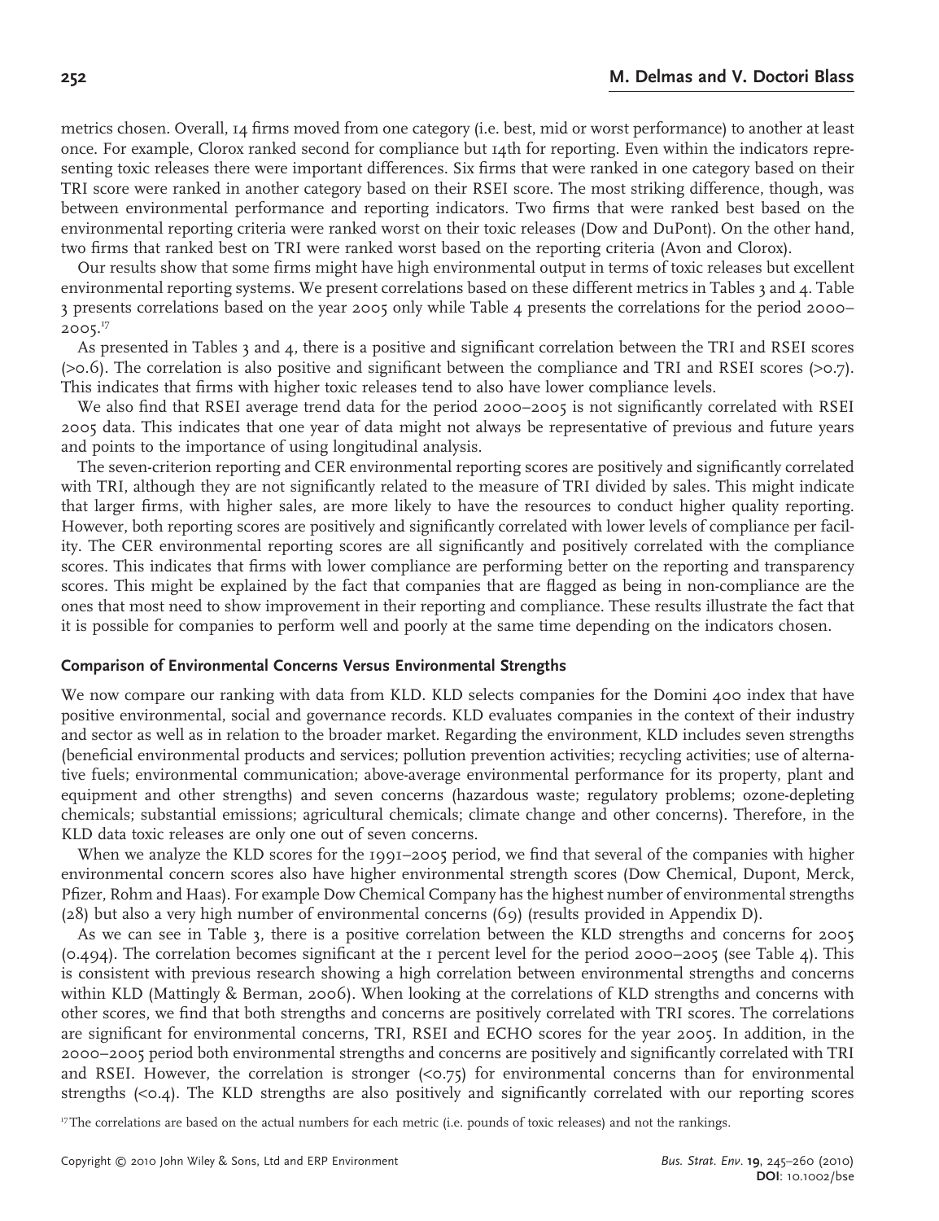metrics chosen. Overall, 14 firms moved from one category (i.e. best, mid or worst performance) to another at least once. For example, Clorox ranked second for compliance but 14th for reporting. Even within the indicators representing toxic releases there were important differences. Six firms that were ranked in one category based on their TRI score were ranked in another category based on their RSEI score. The most striking difference, though, was between environmental performance and reporting indicators. Two firms that were ranked best based on the environmental reporting criteria were ranked worst on their toxic releases (Dow and DuPont). On the other hand, two firms that ranked best on TRI were ranked worst based on the reporting criteria (Avon and Clorox).

Our results show that some firms might have high environmental output in terms of toxic releases but excellent environmental reporting systems. We present correlations based on these different metrics in Tables 3 and 4. Table 3 presents correlations based on the year 2005 only while Table 4 presents the correlations for the period 2000–2005.[17]

As presented in Tables 3 and 4, there is a positive and significant correlation between the TRI and RSEI scores (>0.6). The correlation is also positive and significant between the compliance and TRI and RSEI scores (>0.7). This indicates that firms with higher toxic releases tend to also have lower compliance levels.

We also find that RSEI average trend data for the period 2000–2005 is not significantly correlated with RSEI 2005 data. This indicates that one year of data might not always be representative of previous and future years and points to the importance of using longitudinal analysis.

The seven-criterion reporting and CER environmental reporting scores are positively and significantly correlated with TRI, although they are not significantly related to the measure of TRI divided by sales. This might indicate that larger firms, with higher sales, are more likely to have the resources to conduct higher quality reporting. However, both reporting scores are positively and significantly correlated with lower levels of compliance per facility. The CER environmental reporting scores are all significantly and positively correlated with the compliance scores. This indicates that firms with lower compliance are performing better on the reporting and transparency scores. This might be explained by the fact that companies that are flagged as being in non-compliance are the ones that most need to show improvement in their reporting and compliance. These results illustrate the fact that it is possible for companies to perform well and poorly at the same time depending on the indicators chosen.

### Comparison of Environmental Concerns Versus Environmental Strengths

We now compare our ranking with data from KLD. KLD selects companies for the Domini 400 index that have positive environmental, social and governance records. KLD evaluates companies in the context of their industry and sector as well as in relation to the broader market. Regarding the environment, KLD includes seven strengths (beneficial environmental products and services; pollution prevention activities; recycling activities; use of alternative fuels; environmental communication; above-average environmental performance for its property, plant and equipment and other strengths) and seven concerns (hazardous waste; regulatory problems; ozone-depleting chemicals; substantial emissions; agricultural chemicals; climate change and other concerns). Therefore, in the KLD data toxic releases are only one out of seven concerns.

When we analyze the KLD scores for the 1991–2005 period, we find that several of the companies with higher environmental concern scores also have higher environmental strength scores (Dow Chemical, Dupont, Merck, Pfizer, Rohm and Haas). For example Dow Chemical Company has the highest number of environmental strengths (28) but also a very high number of environmental concerns (69) (results provided in Appendix D).

As we can see in Table 3, there is a positive correlation between the KLD strengths and concerns for 2005 (0.494). The correlation becomes significant at the 1 percent level for the period 2000–2005 (see Table 4). This is consistent with previous research showing a high correlation between environmental strengths and concerns within KLD (Mattingly & Berman, 2006). When looking at the correlations of KLD strengths and concerns with other scores, we find that both strengths and concerns are positively correlated with TRI scores. The correlations are significant for environmental concerns, TRI, RSEI and ECHO scores for the year 2005. In addition, in the 2000–2005 period both environmental strengths and concerns are positively and significantly correlated with TRI and RSEI. However, the correlation is stronger (<0.75) for environmental concerns than for environmental strengths (<0.4). The KLD strengths are also positively and significantly correlated with our reporting scores

[17] The correlations are based on the actual numbers for each metric (i.e. pounds of toxic releases) and not the rankings.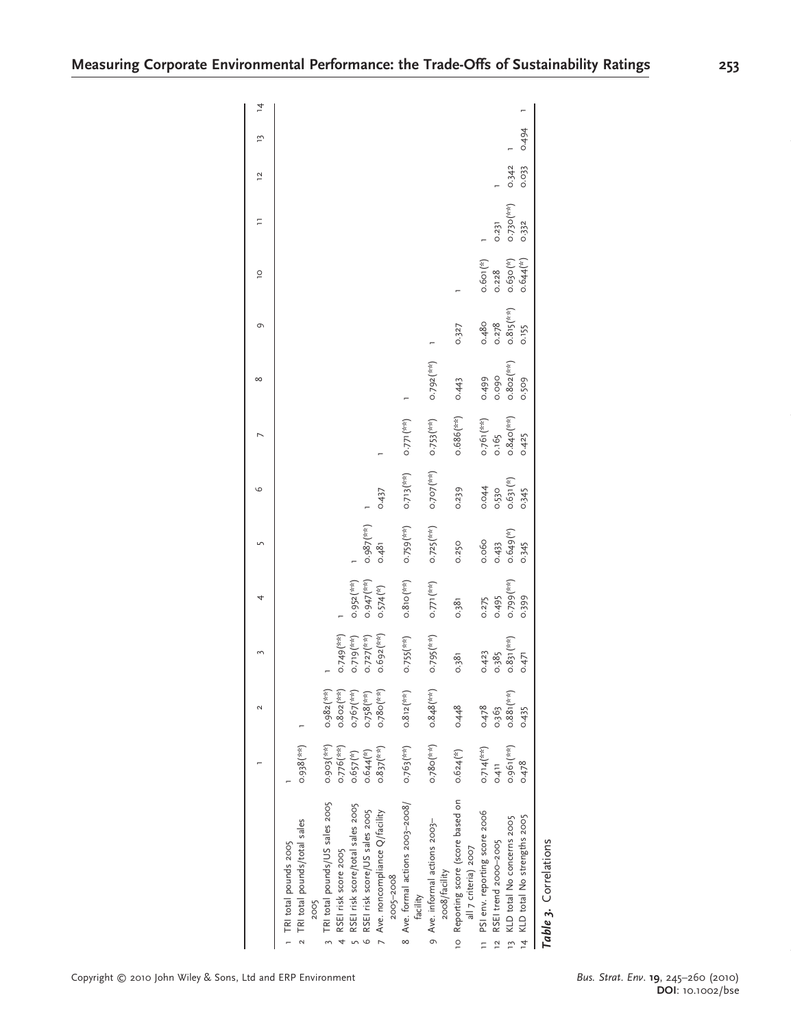|  | 1 | 2 | 3 | 4 | 5 | 6 | 7 | 8 | 9 | 10 | 11 | 12 | 13 | 14 |
|---|---|---|---|---|---|---|---|---|---|---|---|---|---|---|
| 1 TRI total pounds 2005 | 1 |  |  |  |  |  |  |  |  |  |  |  |  |  |
| 2 TRI total pounds/total sales 2005 | 0.938(**) | 1 |  |  |  |  |  |  |  |  |  |  |  |  |
| 3 TRI total pounds/US sales 2005 | 0.903(**) | 0.982(**) | 1 |  |  |  |  |  |  |  |  |  |  |  |
| 4 RSEI risk score 2005 | 0.776(**) | 0.802(**) | 0.749(**) | 1 |  |  |  |  |  |  |  |  |  |  |
| 5 RSEI risk score/total sales 2005 | 0.657(*) | 0.767(**) | 0.719(**) | 0.952(**) | 1 |  |  |  |  |  |  |  |  |  |
| 6 RSEI risk score/US sales 2005 | 0.644(*) | 0.758(**) | 0.727(**) | 0.947(**) | 0.987(**) | 1 |  |  |  |  |  |  |  |  |
| 7 Ave. noncompliance Q/facility 2005–2008 | 0.837(**) | 0.780(**) | 0.692(**) | 0.574(*) | 0.481 | 0.437 | 1 |  |  |  |  |  |  |  |
| 8 Ave. formal actions 2003–2008/facility | 0.763(**) | 0.812(**) | 0.755(**) | 0.810(**) | 0.759(**) | 0.713(**) | 0.771(**) | 1 |  |  |  |  |  |  |
| 9 Ave. informal actions 2003–2008/facility | 0.780(**) | 0.848(**) | 0.795(**) | 0.771(**) | 0.725(**) | 0.707(**) | 0.753(**) | 0.792(**) | 1 |  |  |  |  |  |
| 10 Reporting score (score based on all 7 criteria) 2007 | 0.624(*) | 0.448 | 0.381 | 0.381 | 0.250 | 0.239 | 0.686(**) | 0.443 | 0.327 | 1 |  |  |  |  |
| 11 PSI env. reporting score 2006 | 0.714(**) | 0.478 | 0.423 | 0.275 | 0.060 | 0.044 | 0.761(**) | 0.499 | 0.480 | 0.601(*) | 1 |  |  |  |
| 12 RSEI trend 2000–2005 | 0.411 | 0.363 | 0.385 | 0.495 | 0.433 | 0.530 | 0.165 | 0.090 | 0.278 | 0.228 | 0.231 | 1 |  |  |
| 13 KLD total No concerns 2005 | 0.961(**) | 0.881(**) | 0.831(**) | 0.799(**) | 0.649(*) | 0.631(*) | 0.840(**) | 0.802(**) | 0.815(**) | 0.630(*) | 0.730(**) | 0.342 | 1 |  |
| 14 KLD total No strengths 2005 | 0.478 | 0.435 | 0.471 | 0.399 | 0.345 | 0.345 | 0.425 | 0.509 | 0.155 | 0.644(*) | 0.332 | 0.033 | 0.494 | 1 |

***Table 3.*** Correlations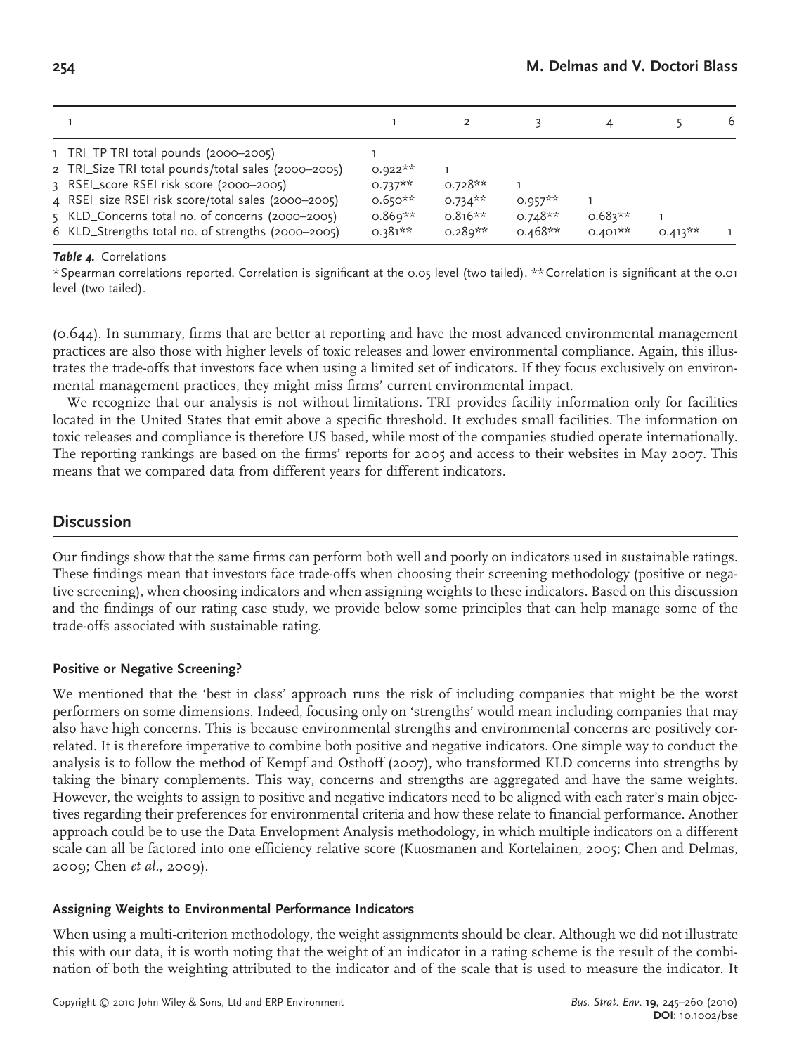| 1 | 1 | 2 | 3 | 4 | 5 | 6 |
|---|---|---|---|---|---|---|
| 1 TRI_TP TRI total pounds (2000–2005) | 1 | | | | | |
| 2 TRI_Size TRI total pounds/total sales (2000–2005) | 0.922** | 1 | | | | |
| 3 RSEI_score RSEI risk score (2000–2005) | 0.737** | 0.728** | 1 | | | |
| 4 RSEI_size RSEI risk score/total sales (2000–2005) | 0.650** | 0.734** | 0.957** | 1 | | |
| 5 KLD_Concerns total no. of concerns (2000–2005) | 0.869** | 0.816** | 0.748** | 0.683** | 1 | |
| 6 KLD_Strengths total no. of strengths (2000–2005) | 0.381** | 0.289** | 0.468** | 0.401** | 0.413** | 1 |

***Table 4.*** Correlations

*Spearman correlations reported. Correlation is significant at the 0.05 level (two tailed). **Correlation is significant at the 0.01 level (two tailed).

(0.644). In summary, firms that are better at reporting and have the most advanced environmental management practices are also those with higher levels of toxic releases and lower environmental compliance. Again, this illustrates the trade-offs that investors face when using a limited set of indicators. If they focus exclusively on environmental management practices, they might miss firms' current environmental impact.

We recognize that our analysis is not without limitations. TRI provides facility information only for facilities located in the United States that emit above a specific threshold. It excludes small facilities. The information on toxic releases and compliance is therefore US based, while most of the companies studied operate internationally. The reporting rankings are based on the firms' reports for 2005 and access to their websites in May 2007. This means that we compared data from different years for different indicators.

## Discussion

Our findings show that the same firms can perform both well and poorly on indicators used in sustainable ratings. These findings mean that investors face trade-offs when choosing their screening methodology (positive or negative screening), when choosing indicators and when assigning weights to these indicators. Based on this discussion and the findings of our rating case study, we provide below some principles that can help manage some of the trade-offs associated with sustainable rating.

### Positive or Negative Screening?

We mentioned that the 'best in class' approach runs the risk of including companies that might be the worst performers on some dimensions. Indeed, focusing only on 'strengths' would mean including companies that may also have high concerns. This is because environmental strengths and environmental concerns are positively correlated. It is therefore imperative to combine both positive and negative indicators. One simple way to conduct the analysis is to follow the method of Kempf and Osthoff (2007), who transformed KLD concerns into strengths by taking the binary complements. This way, concerns and strengths are aggregated and have the same weights. However, the weights to assign to positive and negative indicators need to be aligned with each rater's main objectives regarding their preferences for environmental criteria and how these relate to financial performance. Another approach could be to use the Data Envelopment Analysis methodology, in which multiple indicators on a different scale can all be factored into one efficiency relative score (Kuosmanen and Kortelainen, 2005; Chen and Delmas, 2009; Chen *et al.*, 2009).

### Assigning Weights to Environmental Performance Indicators

When using a multi-criterion methodology, the weight assignments should be clear. Although we did not illustrate this with our data, it is worth noting that the weight of an indicator in a rating scheme is the result of the combination of both the weighting attributed to the indicator and of the scale that is used to measure the indicator. It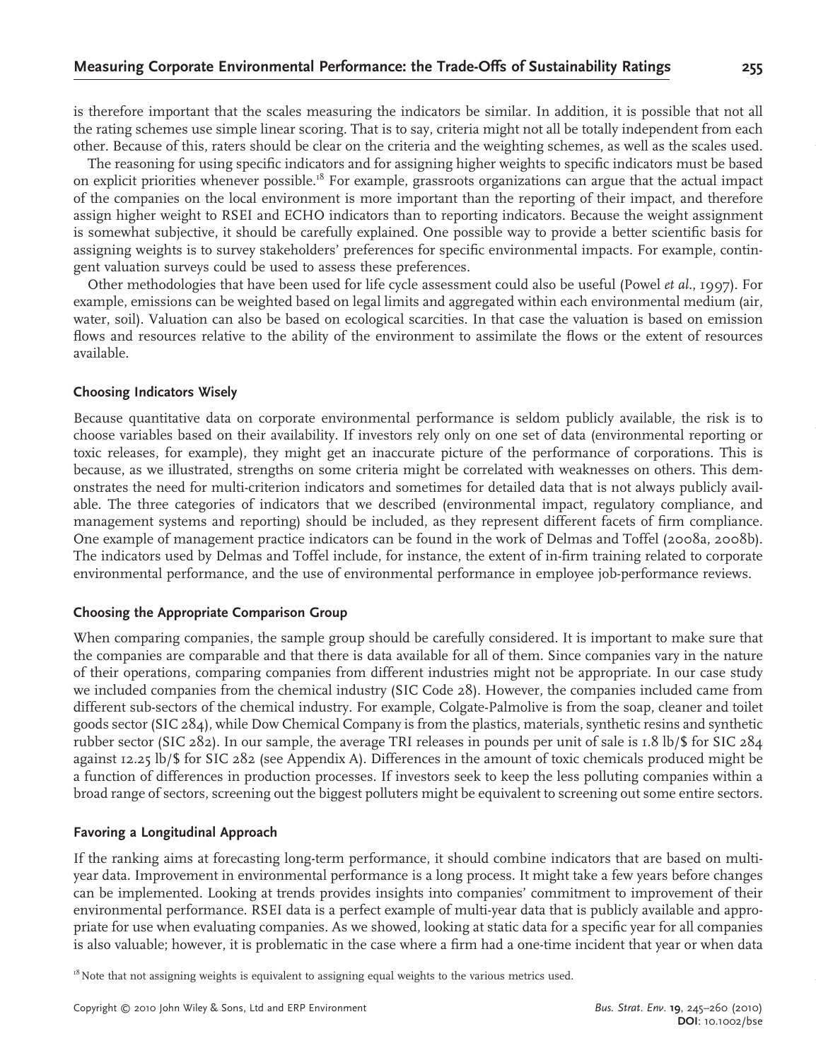is therefore important that the scales measuring the indicators be similar. In addition, it is possible that not all the rating schemes use simple linear scoring. That is to say, criteria might not all be totally independent from each other. Because of this, raters should be clear on the criteria and the weighting schemes, as well as the scales used.

The reasoning for using specific indicators and for assigning higher weights to specific indicators must be based on explicit priorities whenever possible.[18] For example, grassroots organizations can argue that the actual impact of the companies on the local environment is more important than the reporting of their impact, and therefore assign higher weight to RSEI and ECHO indicators than to reporting indicators. Because the weight assignment is somewhat subjective, it should be carefully explained. One possible way to provide a better scientific basis for assigning weights is to survey stakeholders' preferences for specific environmental impacts. For example, contingent valuation surveys could be used to assess these preferences.

Other methodologies that have been used for life cycle assessment could also be useful (Powel *et al.*, 1997). For example, emissions can be weighted based on legal limits and aggregated within each environmental medium (air, water, soil). Valuation can also be based on ecological scarcities. In that case the valuation is based on emission flows and resources relative to the ability of the environment to assimilate the flows or the extent of resources available.

### Choosing Indicators Wisely

Because quantitative data on corporate environmental performance is seldom publicly available, the risk is to choose variables based on their availability. If investors rely only on one set of data (environmental reporting or toxic releases, for example), they might get an inaccurate picture of the performance of corporations. This is because, as we illustrated, strengths on some criteria might be correlated with weaknesses on others. This demonstrates the need for multi-criterion indicators and sometimes for detailed data that is not always publicly available. The three categories of indicators that we described (environmental impact, regulatory compliance, and management systems and reporting) should be included, as they represent different facets of firm compliance. One example of management practice indicators can be found in the work of Delmas and Toffel (2008a, 2008b). The indicators used by Delmas and Toffel include, for instance, the extent of in-firm training related to corporate environmental performance, and the use of environmental performance in employee job-performance reviews.

### Choosing the Appropriate Comparison Group

When comparing companies, the sample group should be carefully considered. It is important to make sure that the companies are comparable and that there is data available for all of them. Since companies vary in the nature of their operations, comparing companies from different industries might not be appropriate. In our case study we included companies from the chemical industry (SIC Code 28). However, the companies included came from different sub-sectors of the chemical industry. For example, Colgate-Palmolive is from the soap, cleaner and toilet goods sector (SIC 284), while Dow Chemical Company is from the plastics, materials, synthetic resins and synthetic rubber sector (SIC 282). In our sample, the average TRI releases in pounds per unit of sale is 1.8 lb/$ for SIC 284 against 12.25 lb/$ for SIC 282 (see Appendix A). Differences in the amount of toxic chemicals produced might be a function of differences in production processes. If investors seek to keep the less polluting companies within a broad range of sectors, screening out the biggest polluters might be equivalent to screening out some entire sectors.

### Favoring a Longitudinal Approach

If the ranking aims at forecasting long-term performance, it should combine indicators that are based on multi-year data. Improvement in environmental performance is a long process. It might take a few years before changes can be implemented. Looking at trends provides insights into companies' commitment to improvement of their environmental performance. RSEI data is a perfect example of multi-year data that is publicly available and appropriate for use when evaluating companies. As we showed, looking at static data for a specific year for all companies is also valuable; however, it is problematic in the case where a firm had a one-time incident that year or when data

[18] Note that not assigning weights is equivalent to assigning equal weights to the various metrics used.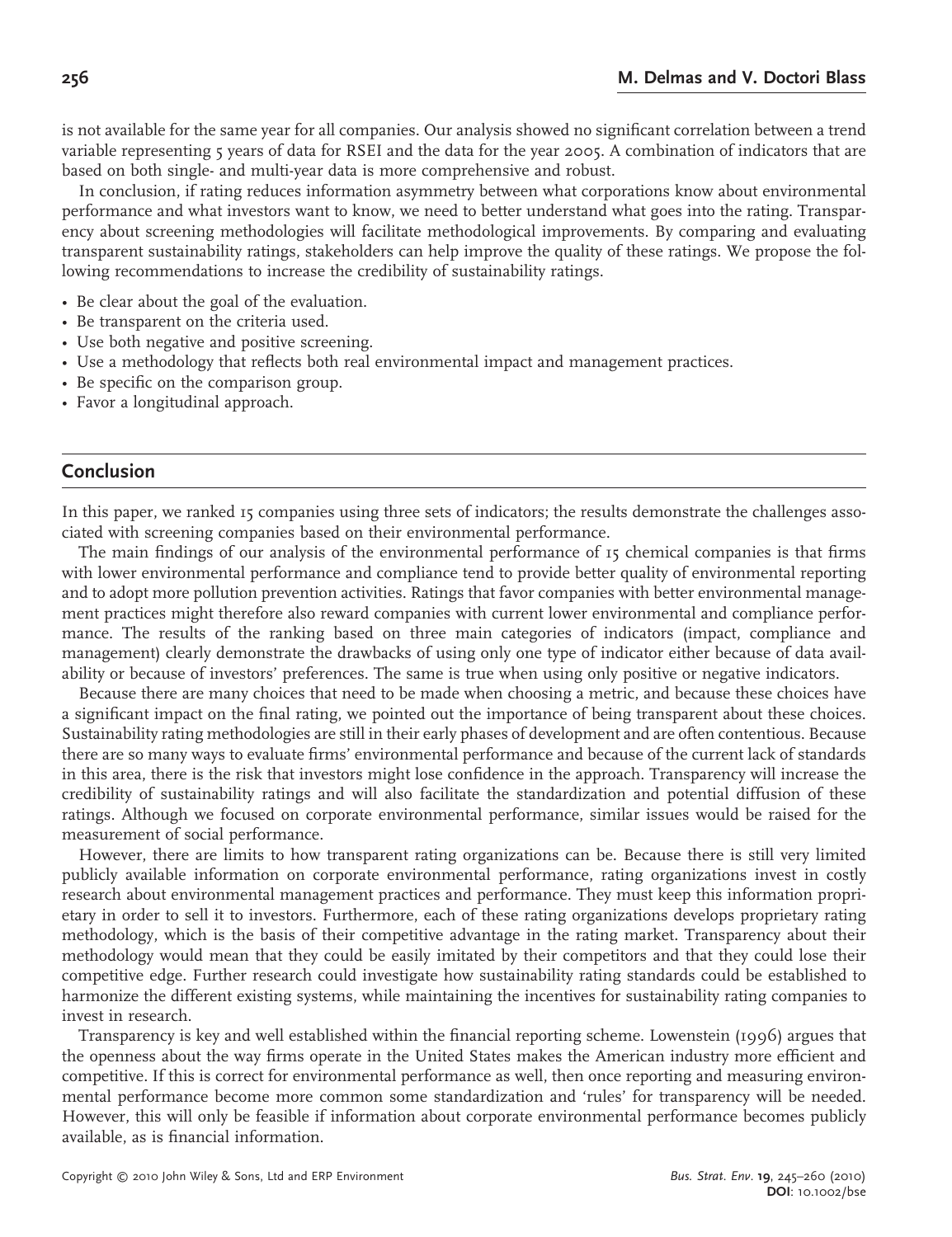is not available for the same year for all companies. Our analysis showed no significant correlation between a trend variable representing 5 years of data for RSEI and the data for the year 2005. A combination of indicators that are based on both single- and multi-year data is more comprehensive and robust.

In conclusion, if rating reduces information asymmetry between what corporations know about environmental performance and what investors want to know, we need to better understand what goes into the rating. Transparency about screening methodologies will facilitate methodological improvements. By comparing and evaluating transparent sustainability ratings, stakeholders can help improve the quality of these ratings. We propose the following recommendations to increase the credibility of sustainability ratings.

- Be clear about the goal of the evaluation.
- Be transparent on the criteria used.
- Use both negative and positive screening.
- Use a methodology that reflects both real environmental impact and management practices.
- Be specific on the comparison group.
- Favor a longitudinal approach.

## Conclusion

In this paper, we ranked 15 companies using three sets of indicators; the results demonstrate the challenges associated with screening companies based on their environmental performance.

The main findings of our analysis of the environmental performance of 15 chemical companies is that firms with lower environmental performance and compliance tend to provide better quality of environmental reporting and to adopt more pollution prevention activities. Ratings that favor companies with better environmental management practices might therefore also reward companies with current lower environmental and compliance performance. The results of the ranking based on three main categories of indicators (impact, compliance and management) clearly demonstrate the drawbacks of using only one type of indicator either because of data availability or because of investors' preferences. The same is true when using only positive or negative indicators.

Because there are many choices that need to be made when choosing a metric, and because these choices have a significant impact on the final rating, we pointed out the importance of being transparent about these choices. Sustainability rating methodologies are still in their early phases of development and are often contentious. Because there are so many ways to evaluate firms' environmental performance and because of the current lack of standards in this area, there is the risk that investors might lose confidence in the approach. Transparency will increase the credibility of sustainability ratings and will also facilitate the standardization and potential diffusion of these ratings. Although we focused on corporate environmental performance, similar issues would be raised for the measurement of social performance.

However, there are limits to how transparent rating organizations can be. Because there is still very limited publicly available information on corporate environmental performance, rating organizations invest in costly research about environmental management practices and performance. They must keep this information proprietary in order to sell it to investors. Furthermore, each of these rating organizations develops proprietary rating methodology, which is the basis of their competitive advantage in the rating market. Transparency about their methodology would mean that they could be easily imitated by their competitors and that they could lose their competitive edge. Further research could investigate how sustainability rating standards could be established to harmonize the different existing systems, while maintaining the incentives for sustainability rating companies to invest in research.

Transparency is key and well established within the financial reporting scheme. Lowenstein (1996) argues that the openness about the way firms operate in the United States makes the American industry more efficient and competitive. If this is correct for environmental performance as well, then once reporting and measuring environmental performance become more common some standardization and 'rules' for transparency will be needed. However, this will only be feasible if information about corporate environmental performance becomes publicly available, as is financial information.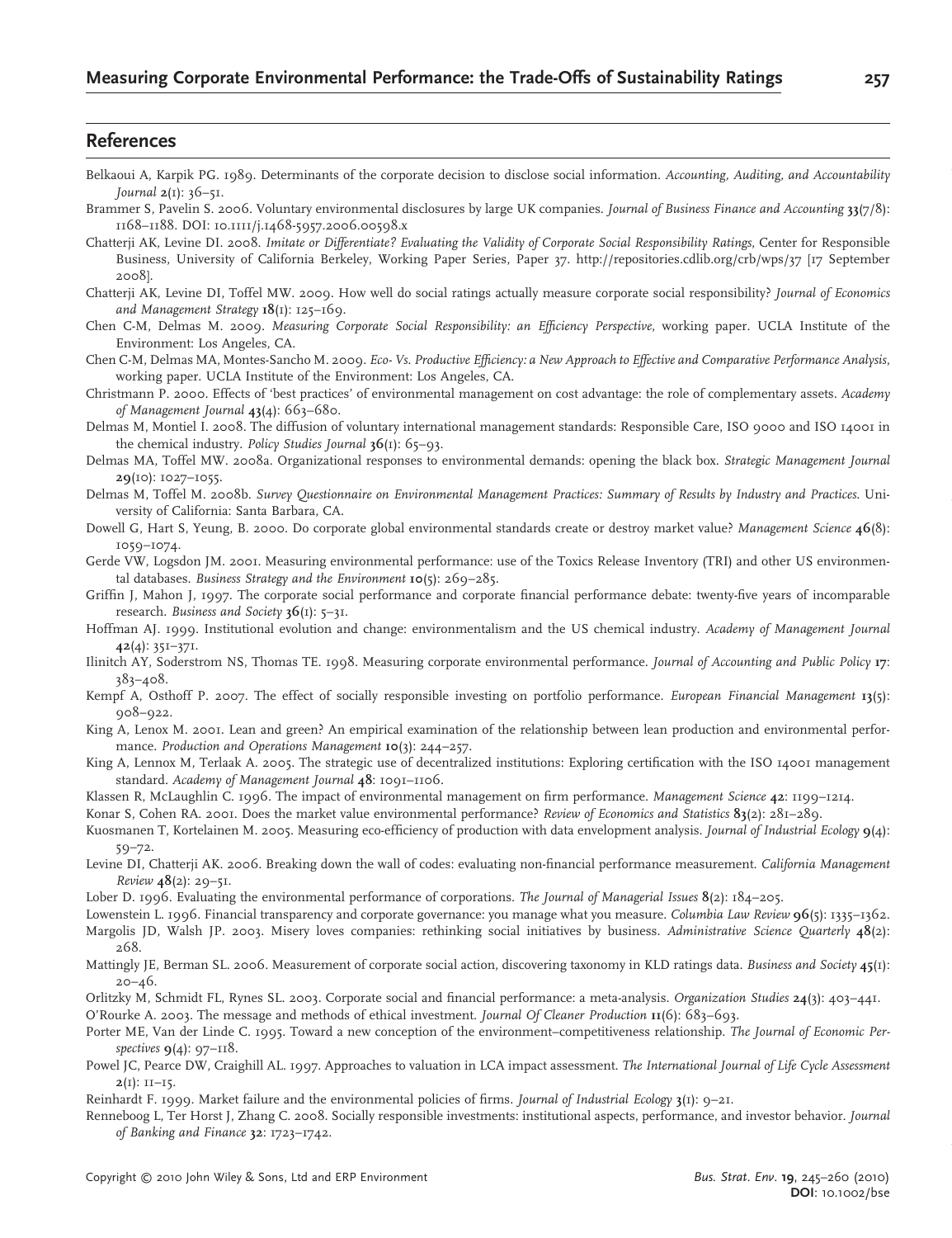## References

Belkaoui A, Karpik PG. 1989. Determinants of the corporate decision to disclose social information. *Accounting, Auditing, and Accountability Journal* **2**(1): 36–51.

Brammer S, Pavelin S. 2006. Voluntary environmental disclosures by large UK companies. *Journal of Business Finance and Accounting* **33**(7/8): 1168–1188. DOI: 10.1111/j.1468-5957.2006.00598.x

Chatterji AK, Levine DI. 2008. *Imitate or Differentiate? Evaluating the Validity of Corporate Social Responsibility Ratings*, Center for Responsible Business, University of California Berkeley, Working Paper Series, Paper 37. http://repositories.cdlib.org/crb/wps/37 [17 September 2008].

Chatterji AK, Levine DI, Toffel MW. 2009. How well do social ratings actually measure corporate social responsibility? *Journal of Economics and Management Strategy* **18**(1): 125–169.

Chen C-M, Delmas M. 2009. *Measuring Corporate Social Responsibility: an Efficiency Perspective*, working paper. UCLA Institute of the Environment: Los Angeles, CA.

Chen C-M, Delmas MA, Montes-Sancho M. 2009. *Eco- Vs. Productive Efficiency: a New Approach to Effective and Comparative Performance Analysis*, working paper. UCLA Institute of the Environment: Los Angeles, CA.

Christmann P. 2000. Effects of 'best practices' of environmental management on cost advantage: the role of complementary assets. *Academy of Management Journal* **43**(4): 663–680.

Delmas M, Montiel I. 2008. The diffusion of voluntary international management standards: Responsible Care, ISO 9000 and ISO 14001 in the chemical industry. *Policy Studies Journal* **36**(1): 65–93.

Delmas MA, Toffel MW. 2008a. Organizational responses to environmental demands: opening the black box. *Strategic Management Journal* **29**(10): 1027–1055.

Delmas M, Toffel M. 2008b. *Survey Questionnaire on Environmental Management Practices: Summary of Results by Industry and Practices*. University of California: Santa Barbara, CA.

Dowell G, Hart S, Yeung, B. 2000. Do corporate global environmental standards create or destroy market value? *Management Science* **46**(8): 1059–1074.

Gerde VW, Logsdon JM. 2001. Measuring environmental performance: use of the Toxics Release Inventory (TRI) and other US environmental databases. *Business Strategy and the Environment* **10**(5): 269–285.

Griffin J, Mahon J, 1997. The corporate social performance and corporate financial performance debate: twenty-five years of incomparable research. *Business and Society* **36**(1): 5–31.

Hoffman AJ. 1999. Institutional evolution and change: environmentalism and the US chemical industry. *Academy of Management Journal* **42**(4): 351–371.

Ilinitch AY, Soderstrom NS, Thomas TE. 1998. Measuring corporate environmental performance. *Journal of Accounting and Public Policy* **17**: 383–408.

Kempf A, Osthoff P. 2007. The effect of socially responsible investing on portfolio performance. *European Financial Management* **13**(5): 908–922.

King A, Lenox M. 2001. Lean and green? An empirical examination of the relationship between lean production and environmental performance. *Production and Operations Management* **10**(3): 244–257.

King A, Lennox M, Terlaak A. 2005. The strategic use of decentralized institutions: Exploring certification with the ISO 14001 management standard. *Academy of Management Journal* **48**: 1091–1106.

Klassen R, McLaughlin C. 1996. The impact of environmental management on firm performance. *Management Science* **42**: 1199–1214.

Konar S, Cohen RA. 2001. Does the market value environmental performance? *Review of Economics and Statistics* **83**(2): 281–289.

Kuosmanen T, Kortelainen M. 2005. Measuring eco-efficiency of production with data envelopment analysis. *Journal of Industrial Ecology* **9**(4): 59–72.

Levine DI, Chatterji AK. 2006. Breaking down the wall of codes: evaluating non-financial performance measurement. *California Management Review* **48**(2): 29–51.

Lober D. 1996. Evaluating the environmental performance of corporations. *The Journal of Managerial Issues* **8**(2): 184–205.

Lowenstein L. 1996. Financial transparency and corporate governance: you manage what you measure. *Columbia Law Review* **96**(5): 1335–1362.

Margolis JD, Walsh JP. 2003. Misery loves companies: rethinking social initiatives by business. *Administrative Science Quarterly* **48**(2): 268.

Mattingly JE, Berman SL. 2006. Measurement of corporate social action, discovering taxonomy in KLD ratings data. *Business and Society* **45**(1): 20–46.

Orlitzky M, Schmidt FL, Rynes SL. 2003. Corporate social and financial performance: a meta-analysis. *Organization Studies* **24**(3): 403–441.

O'Rourke A. 2003. The message and methods of ethical investment. *Journal Of Cleaner Production* **11**(6): 683–693.

Porter ME, Van der Linde C. 1995. Toward a new conception of the environment–competitiveness relationship. *The Journal of Economic Perspectives* **9**(4): 97–118.

Powel JC, Pearce DW, Craighill AL. 1997. Approaches to valuation in LCA impact assessment. *The International Journal of Life Cycle Assessment* **2**(1): 11–15.

Reinhardt F. 1999. Market failure and the environmental policies of firms. *Journal of Industrial Ecology* **3**(1): 9–21.

Renneboog L, Ter Horst J, Zhang C. 2008. Socially responsible investments: institutional aspects, performance, and investor behavior. *Journal of Banking and Finance* **32**: 1723–1742.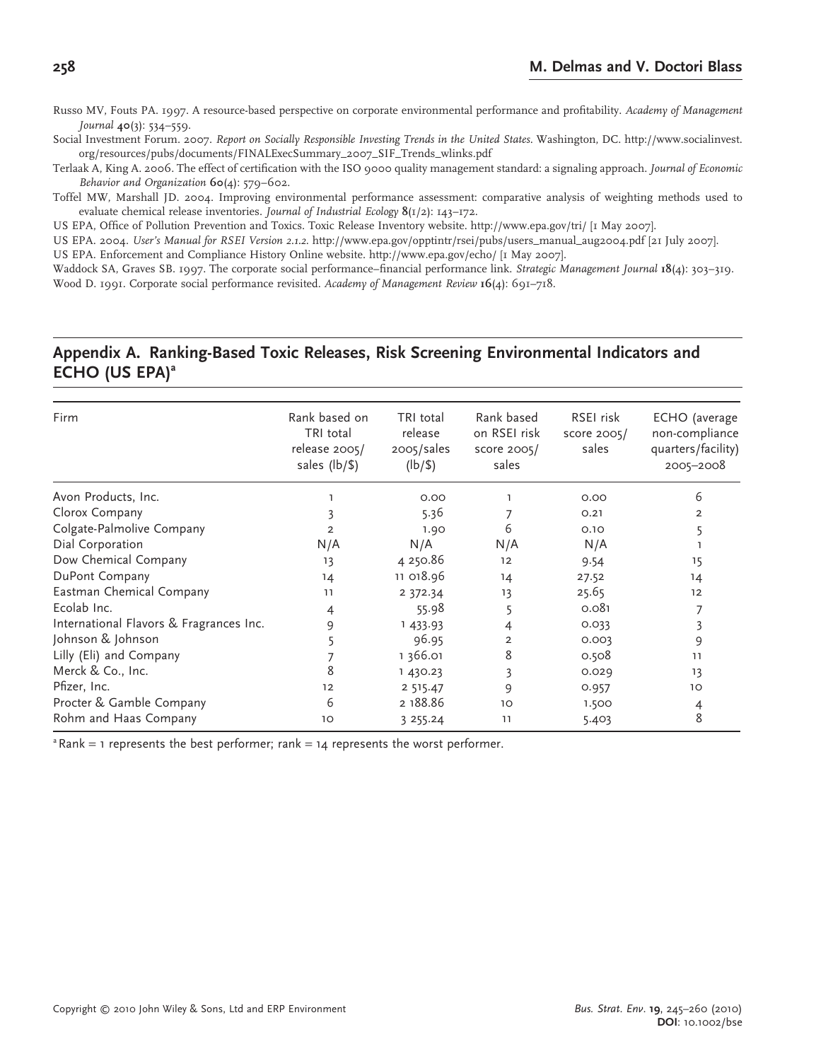Russo MV, Fouts PA. 1997. A resource-based perspective on corporate environmental performance and profitability. *Academy of Management Journal* **40**(3): 534–559.

Social Investment Forum. 2007. *Report on Socially Responsible Investing Trends in the United States*. Washington, DC. http://www.socialinvest.org/resources/pubs/documents/FINALExecSummary_2007_SIF_Trends_wlinks.pdf

Terlaak A, King A. 2006. The effect of certification with the ISO 9000 quality management standard: a signaling approach. *Journal of Economic Behavior and Organization* **60**(4): 579–602.

Toffel MW, Marshall JD. 2004. Improving environmental performance assessment: comparative analysis of weighting methods used to evaluate chemical release inventories. *Journal of Industrial Ecology* **8**(1/2): 143–172.

US EPA, Office of Pollution Prevention and Toxics. Toxic Release Inventory website. http://www.epa.gov/tri/ [1 May 2007].

US EPA. 2004. *User's Manual for RSEI Version 2.1.2*. http://www.epa.gov/opptintr/rsei/pubs/users_manual_aug2004.pdf [21 July 2007].

US EPA. Enforcement and Compliance History Online website. http://www.epa.gov/echo/ [1 May 2007].

Waddock SA, Graves SB. 1997. The corporate social performance–financial performance link. *Strategic Management Journal* **18**(4): 303–319.

Wood D. 1991. Corporate social performance revisited. *Academy of Management Review* **16**(4): 691–718.

## Appendix A. Ranking-Based Toxic Releases, Risk Screening Environmental Indicators and ECHO (US EPA)[a]

| Firm | Rank based on TRI total release 2005/ sales (lb/$) | TRI total release 2005/sales (lb/$) | Rank based on RSEI risk score 2005/ sales | RSEI risk score 2005/ sales | ECHO (average non-compliance quarters/facility) 2005–2008 |
|---|---|---|---|---|---|
| Avon Products, Inc. | 1 | 0.00 | 1 | 0.00 | 6 |
| Clorox Company | 3 | 5.36 | 7 | 0.21 | 2 |
| Colgate-Palmolive Company | 2 | 1.90 | 6 | 0.10 | 5 |
| Dial Corporation | N/A | N/A | N/A | N/A | 1 |
| Dow Chemical Company | 13 | 4 250.86 | 12 | 9.54 | 15 |
| DuPont Company | 14 | 11 018.96 | 14 | 27.52 | 14 |
| Eastman Chemical Company | 11 | 2 372.34 | 13 | 25.65 | 12 |
| Ecolab Inc. | 4 | 55.98 | 5 | 0.081 | 7 |
| International Flavors & Fragrances Inc. | 9 | 1 433.93 | 4 | 0.033 | 3 |
| Johnson & Johnson | 5 | 96.95 | 2 | 0.003 | 9 |
| Lilly (Eli) and Company | 7 | 1 366.01 | 8 | 0.508 | 11 |
| Merck & Co., Inc. | 8 | 1 430.23 | 3 | 0.029 | 13 |
| Pfizer, Inc. | 12 | 2 515.47 | 9 | 0.957 | 10 |
| Procter & Gamble Company | 6 | 2 188.86 | 10 | 1.500 | 4 |
| Rohm and Haas Company | 10 | 3 255.24 | 11 | 5.403 | 8 |

[a] Rank = 1 represents the best performer; rank = 14 represents the worst performer.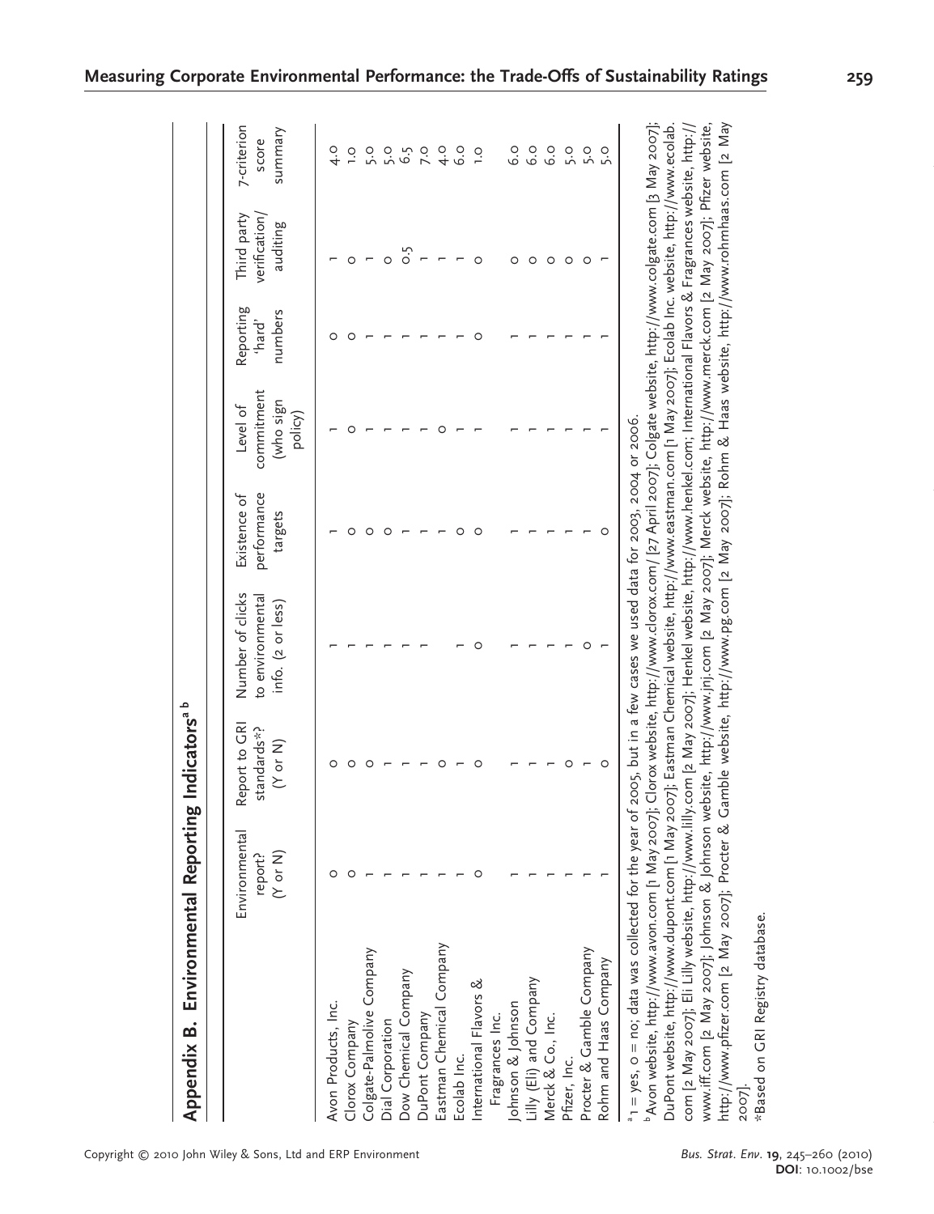## Appendix B. Environmental Reporting Indicators[a b]

| | Environmental report? (Y or N) | Report to GRI standards*? (Y or N) | Number of clicks to environmental info. (2 or less) | Existence of performance targets | Level of commitment (who sign policy) | Reporting 'hard' numbers | Third party verification/ auditing | 7-criterion score summary |
|---|---|---|---|---|---|---|---|---|
| Avon Products, Inc. | 0 | 0 | 1 | 1 | 1 | 0 | 1 | 4.0 |
| Clorox Company | 0 | 0 | 1 | 0 | 0 | 0 | 0 | 1.0 |
| Colgate-Palmolive Company | 1 | 0 | 1 | 0 | 1 | 1 | 1 | 5.0 |
| Dial Corporation | 1 | 1 | 1 | 0 | 1 | 1 | 0 | 5.0 |
| Dow Chemical Company | 1 | 1 | 1 | 1 | 1 | 1 | 0.5 | 6.5 |
| DuPont Company | 1 | 1 | 1 | 1 | 1 | 1 | 1 | 7.0 |
| Eastman Chemical Company | 1 | 0 | | 1 | 0 | 1 | 1 | 4.0 |
| Ecolab Inc. | 1 | 1 | 1 | 0 | 1 | 1 | 1 | 6.0 |
| International Flavors & Fragrances Inc. | 0 | 0 | 0 | 0 | 1 | 0 | 0 | 1.0 |
| Johnson & Johnson | 1 | 1 | 1 | 1 | 1 | 1 | 0 | 6.0 |
| Lilly (Eli) and Company | 1 | 1 | 1 | 1 | 1 | 1 | 0 | 6.0 |
| Merck & Co., Inc. | 1 | 1 | 1 | 1 | 1 | 1 | 0 | 6.0 |
| Pfizer, Inc. | 1 | 0 | 1 | 1 | 1 | 1 | 0 | 5.0 |
| Procter & Gamble Company | 1 | 1 | 0 | 1 | 1 | 1 | 0 | 5.0 |
| Rohm and Haas Company | 1 | 0 | 1 | 0 | 1 | 1 | 1 | 5.0 |

[a] 1 = yes, 0 = no; data was collected for the year of 2005, but in a few cases we used data for 2003, 2004 or 2006.

[b] Avon website, http://www.avon.com [1 May 2007]; Clorox website, http://www.clorox.com/ [27 April 2007]; Colgate website, http://www.colgate.com [3 May 2007]; DuPont website, http://www.dupont.com [1 May 2007]; Eastman Chemical website, http://www.eastman.com [1 May 2007]; Ecolab Inc. website, http://www.ecolab.com [2 May 2007]; Eli Lilly website, http://www.lilly.com [2 May 2007]; Henkel website, http://www.henkel.com; International Flavors & Fragrances website, http://www.iff.com [2 May 2007]; Johnson & Johnson website, http://www.jnj.com [2 May 2007]; Merck website, http://www.merck.com [2 May 2007]; Pfizer website, http://www.pfizer.com [2 May 2007]; Procter & Gamble website, http://www.pg.com [2 May 2007]; Rohm & Haas website, http://www.rohmhaas.com [2 May 2007].

*Based on GRI Registry database.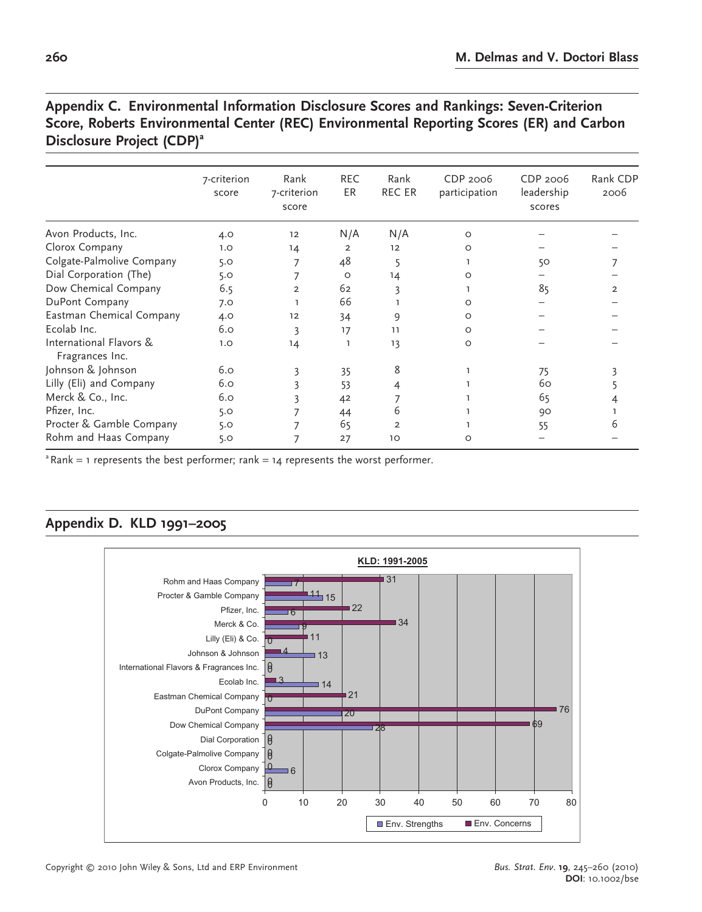## Appendix C. Environmental Information Disclosure Scores and Rankings: Seven-Criterion Score, Roberts Environmental Center (REC) Environmental Reporting Scores (ER) and Carbon Disclosure Project (CDP)[a]

| | 7-criterion score | Rank 7-criterion score | REC ER | Rank REC ER | CDP 2006 participation | CDP 2006 leadership scores | Rank CDP 2006 |
|---|---|---|---|---|---|---|---|
| Avon Products, Inc. | 4.0 | 12 | N/A | N/A | 0 | – | – |
| Clorox Company | 1.0 | 14 | 2 | 12 | 0 | – | – |
| Colgate-Palmolive Company | 5.0 | 7 | 48 | 5 | 1 | 50 | 7 |
| Dial Corporation (The) | 5.0 | 7 | 0 | 14 | 0 | – | – |
| Dow Chemical Company | 6.5 | 2 | 62 | 3 | 1 | 85 | 2 |
| DuPont Company | 7.0 | 1 | 66 | 1 | 0 | – | – |
| Eastman Chemical Company | 4.0 | 12 | 34 | 9 | 0 | – | – |
| Ecolab Inc. | 6.0 | 3 | 17 | 11 | 0 | – | – |
| International Flavors & Fragrances Inc. | 1.0 | 14 | 1 | 13 | 0 | – | – |
| Johnson & Johnson | 6.0 | 3 | 35 | 8 | 1 | 75 | 3 |
| Lilly (Eli) and Company | 6.0 | 3 | 53 | 4 | 1 | 60 | 5 |
| Merck & Co., Inc. | 6.0 | 3 | 42 | 7 | 1 | 65 | 4 |
| Pfizer, Inc. | 5.0 | 7 | 44 | 6 | 1 | 90 | 1 |
| Procter & Gamble Company | 5.0 | 7 | 65 | 2 | 1 | 55 | 6 |
| Rohm and Haas Company | 5.0 | 7 | 27 | 10 | 0 | – | – |

[a] Rank = 1 represents the best performer; rank = 14 represents the worst performer.

## Appendix D. KLD 1991–2005

KLD: 1991-2005

Rohm and Haas Company 7 31
Procter & Gamble Company 11 15
Pfizer, Inc. 22 6
Merck & Co. 34 9
Lilly (Eli) & Co. 0 11
Johnson & Johnson 4 13
International Flavors & Fragrances Inc. 0 0
Ecolab Inc. 3 14
Eastman Chemical Company 21 0
DuPont Company 76 20
Dow Chemical Company 69 28
Dial Corporation 0 0
Colgate-Palmolive Company 0 0
Clorox Company 0 6
Avon Products, Inc. 0 0

0 10 20 30 40 50 60 70 80

Env. Strengths Env. Concerns